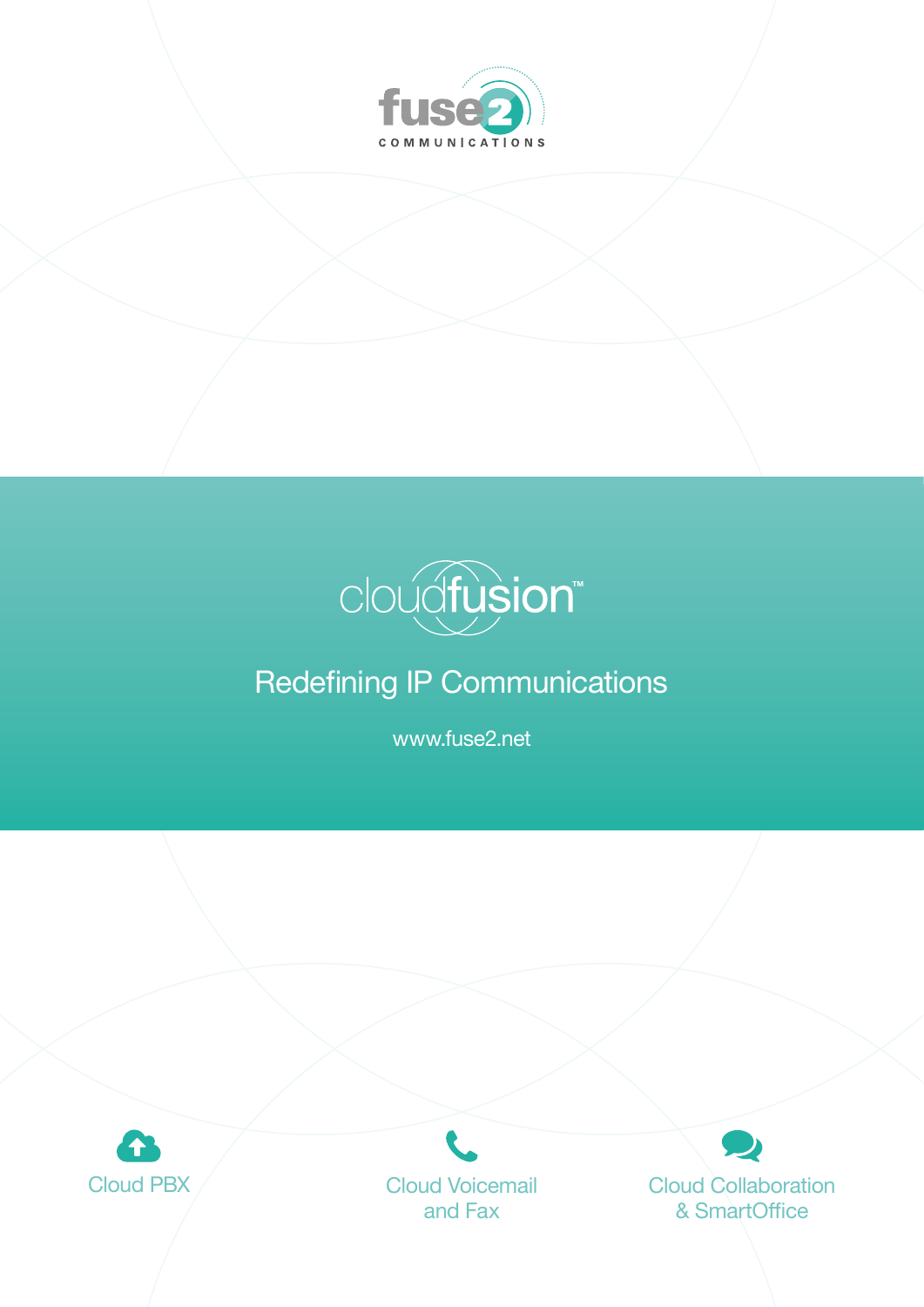fuse2 COMMUNICATIONS

# cloudfusion™

## Redefining IP Communications

www.fuse2.net

Cloud PBX

Cloud Voicemail and Fax

Cloud Collaboration & SmartOffice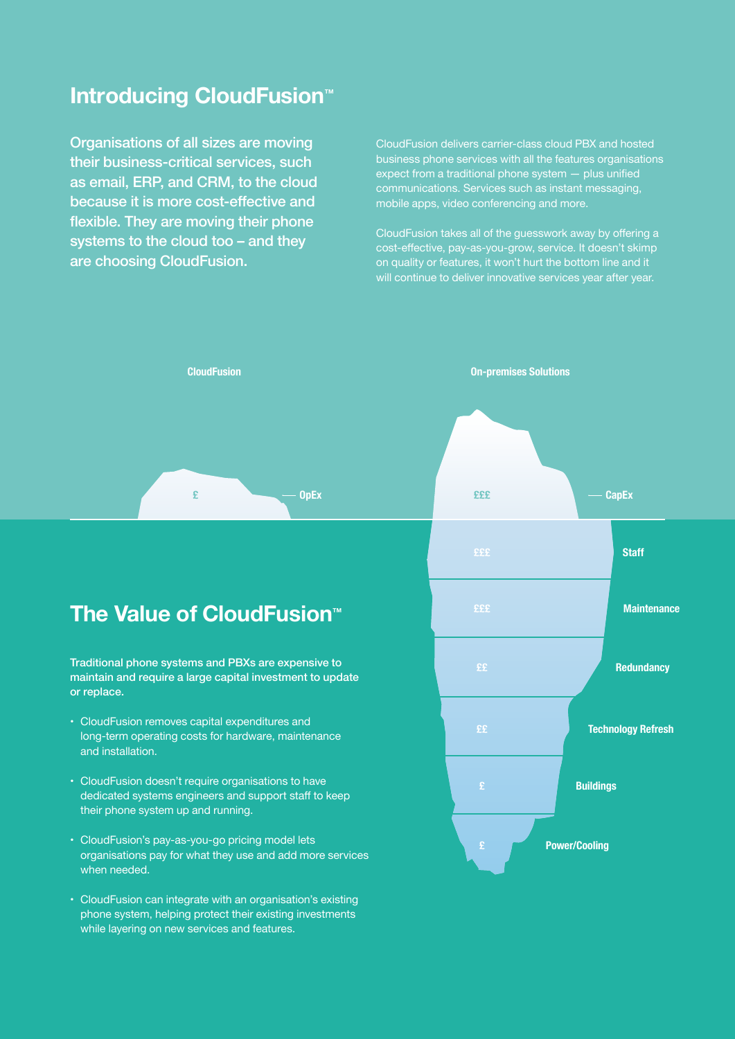## Introducing CloudFusion™

**Organisations of all sizes are moving their business-critical services, such as email, ERP, and CRM, to the cloud because it is more cost-effective and flexible. They are moving their phone systems to the cloud too – and they are choosing CloudFusion.**

CloudFusion delivers carrier-class cloud PBX and hosted business phone services with all the features organisations expect from a traditional phone system — plus unified communications. Services such as instant messaging, mobile apps, video conferencing and more.

CloudFusion takes all of the guesswork away by offering a cost-effective, pay-as-you-grow, service. It doesn't skimp on quality or features, it won't hurt the bottom line and it will continue to deliver innovative services year after year.

| CloudFusion | | On-premises Solutions | |
|---|---|---|---|
| £ | OpEx | £££ | CapEx |
| | | £££ | Staff |
| | | £££ | Maintenance |
| | | ££ | Redundancy |
| | | ££ | Technology Refresh |
| | | £ | Buildings |
| | | £ | Power/Cooling |

## The Value of CloudFusion™

**Traditional phone systems and PBXs are expensive to maintain and require a large capital investment to update or replace.**

- CloudFusion removes capital expenditures and long-term operating costs for hardware, maintenance and installation.
- CloudFusion doesn't require organisations to have dedicated systems engineers and support staff to keep their phone system up and running.
- CloudFusion's pay-as-you-go pricing model lets organisations pay for what they use and add more services when needed.
- CloudFusion can integrate with an organisation's existing phone system, helping protect their existing investments while layering on new services and features.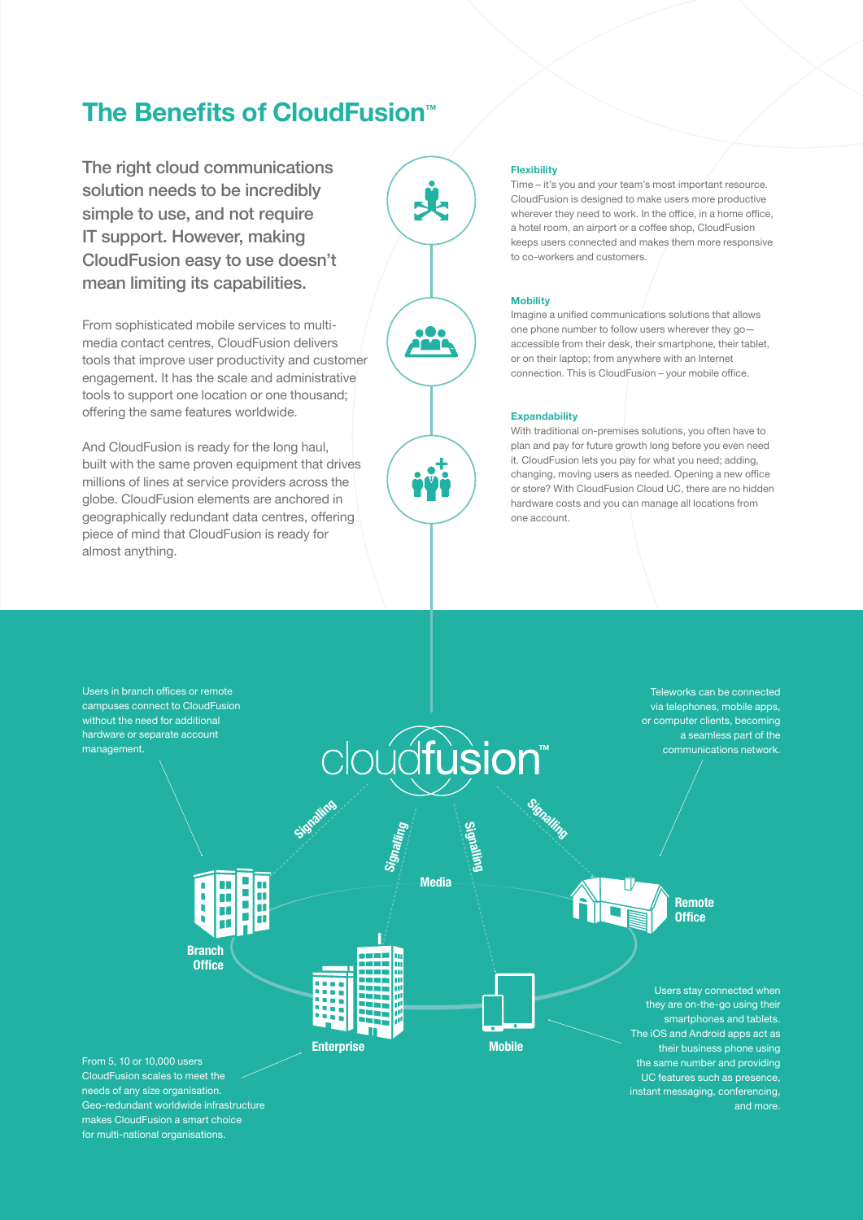# The Benefits of CloudFusion™

**The right cloud communications solution needs to be incredibly simple to use, and not require IT support. However, making CloudFusion easy to use doesn't mean limiting its capabilities.**

From sophisticated mobile services to multi-media contact centres, CloudFusion delivers tools that improve user productivity and customer engagement. It has the scale and administrative tools to support one location or one thousand; offering the same features worldwide.

And CloudFusion is ready for the long haul, built with the same proven equipment that drives millions of lines at service providers across the globe. CloudFusion elements are anchored in geographically redundant data centres, offering piece of mind that CloudFusion is ready for almost anything.

### Flexibility

Time – it's you and your team's most important resource. CloudFusion is designed to make users more productive wherever they need to work. In the office, in a home office, a hotel room, an airport or a coffee shop, CloudFusion keeps users connected and makes them more responsive to co-workers and customers.

### Mobility

Imagine a unified communications solutions that allows one phone number to follow users wherever they go— accessible from their desk, their smartphone, their tablet, or on their laptop; from anywhere with an Internet connection. This is CloudFusion – your mobile office.

### Expandability

With traditional on-premises solutions, you often have to plan and pay for future growth long before you even need it. CloudFusion lets you pay for what you need; adding, changing, moving users as needed. Opening a new office or store? With CloudFusion Cloud UC, there are no hidden hardware costs and you can manage all locations from one account.

Users in branch offices or remote campuses connect to CloudFusion without the need for additional hardware or separate account management.

Teleworks can be connected via telephones, mobile apps, or computer clients, becoming a seamless part of the communications network.

cloudfusion™

Signalling

Signalling

Signalling

Signalling

Media

Branch Office

Enterprise

Mobile

Remote Office

Users stay connected when they are on-the-go using their smartphones and tablets. The iOS and Android apps act as their business phone using the same number and providing UC features such as presence, instant messaging, conferencing, and more.

From 5, 10 or 10,000 users CloudFusion scales to meet the needs of any size organisation. Geo-redundant worldwide infrastructure makes CloudFusion a smart choice for multi-national organisations.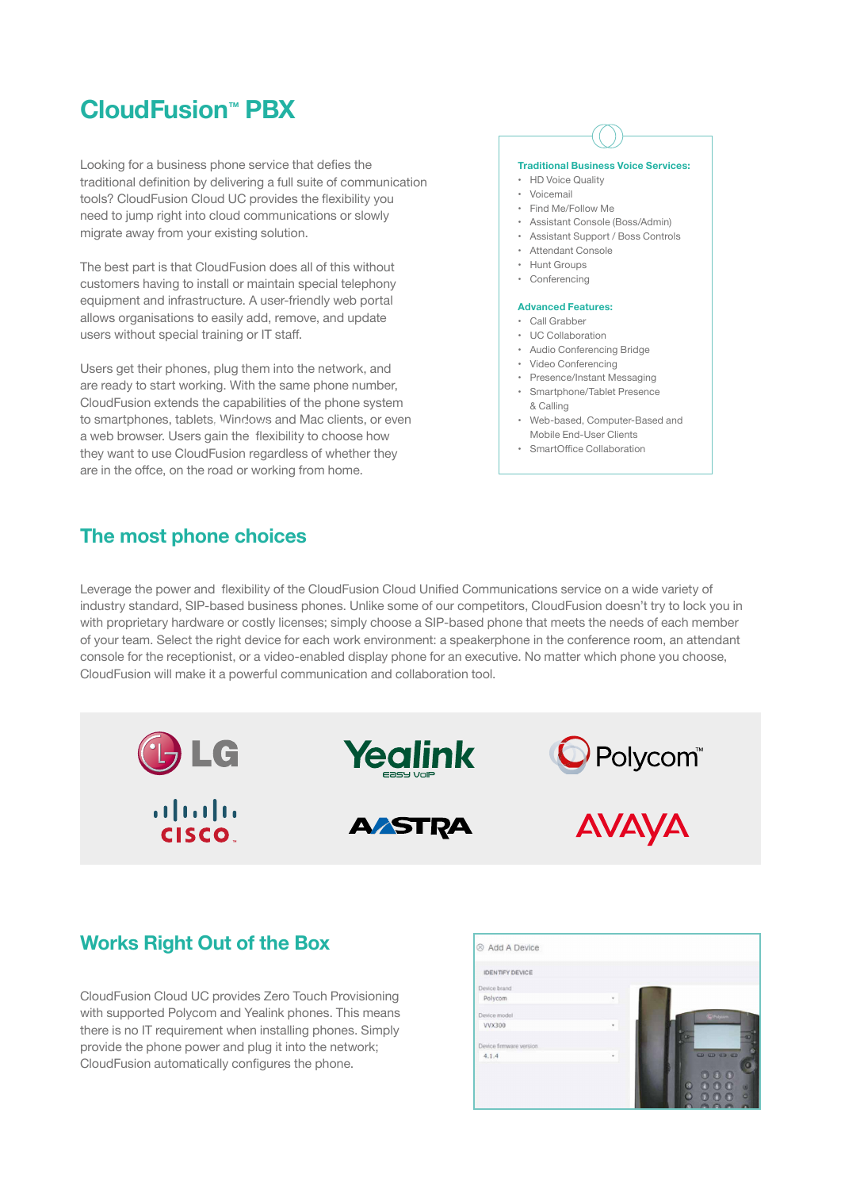# CloudFusion™ PBX

Looking for a business phone service that defies the traditional definition by delivering a full suite of communication tools? CloudFusion Cloud UC provides the flexibility you need to jump right into cloud communications or slowly migrate away from your existing solution.

The best part is that CloudFusion does all of this without customers having to install or maintain special telephony equipment and infrastructure. A user-friendly web portal allows organisations to easily add, remove, and update users without special training or IT staff.

Users get their phones, plug them into the network, and are ready to start working. With the same phone number, CloudFusion extends the capabilities of the phone system to smartphones, tablets, Windows and Mac clients, or even a web browser. Users gain the flexibility to choose how they want to use CloudFusion regardless of whether they are in the offce, on the road or working from home.

**Traditional Business Voice Services:**

- HD Voice Quality
- Voicemail
- Find Me/Follow Me
- Assistant Console (Boss/Admin)
- Assistant Support / Boss Controls
- Attendant Console
- Hunt Groups
- Conferencing

**Advanced Features:**

- Call Grabber
- UC Collaboration
- Audio Conferencing Bridge
- Video Conferencing
- Presence/Instant Messaging
- Smartphone/Tablet Presence & Calling
- Web-based, Computer-Based and Mobile End-User Clients
- SmartOffice Collaboration

## The most phone choices

Leverage the power and flexibility of the CloudFusion Cloud Unified Communications service on a wide variety of industry standard, SIP-based business phones. Unlike some of our competitors, CloudFusion doesn't try to lock you in with proprietary hardware or costly licenses; simply choose a SIP-based phone that meets the needs of each member of your team. Select the right device for each work environment: a speakerphone in the conference room, an attendant console for the receptionist, or a video-enabled display phone for an executive. No matter which phone you choose, CloudFusion will make it a powerful communication and collaboration tool.

LG
Yealink
Polycom
Cisco
Aastra
Avaya

## Works Right Out of the Box

CloudFusion Cloud UC provides Zero Touch Provisioning with supported Polycom and Yealink phones. This means there is no IT requirement when installing phones. Simply provide the phone power and plug it into the network; CloudFusion automatically configures the phone.

Add A Device
IDENTIFY DEVICE
Device brand: Polycom
Device model: VVX300
Device firmware version: 4.1.4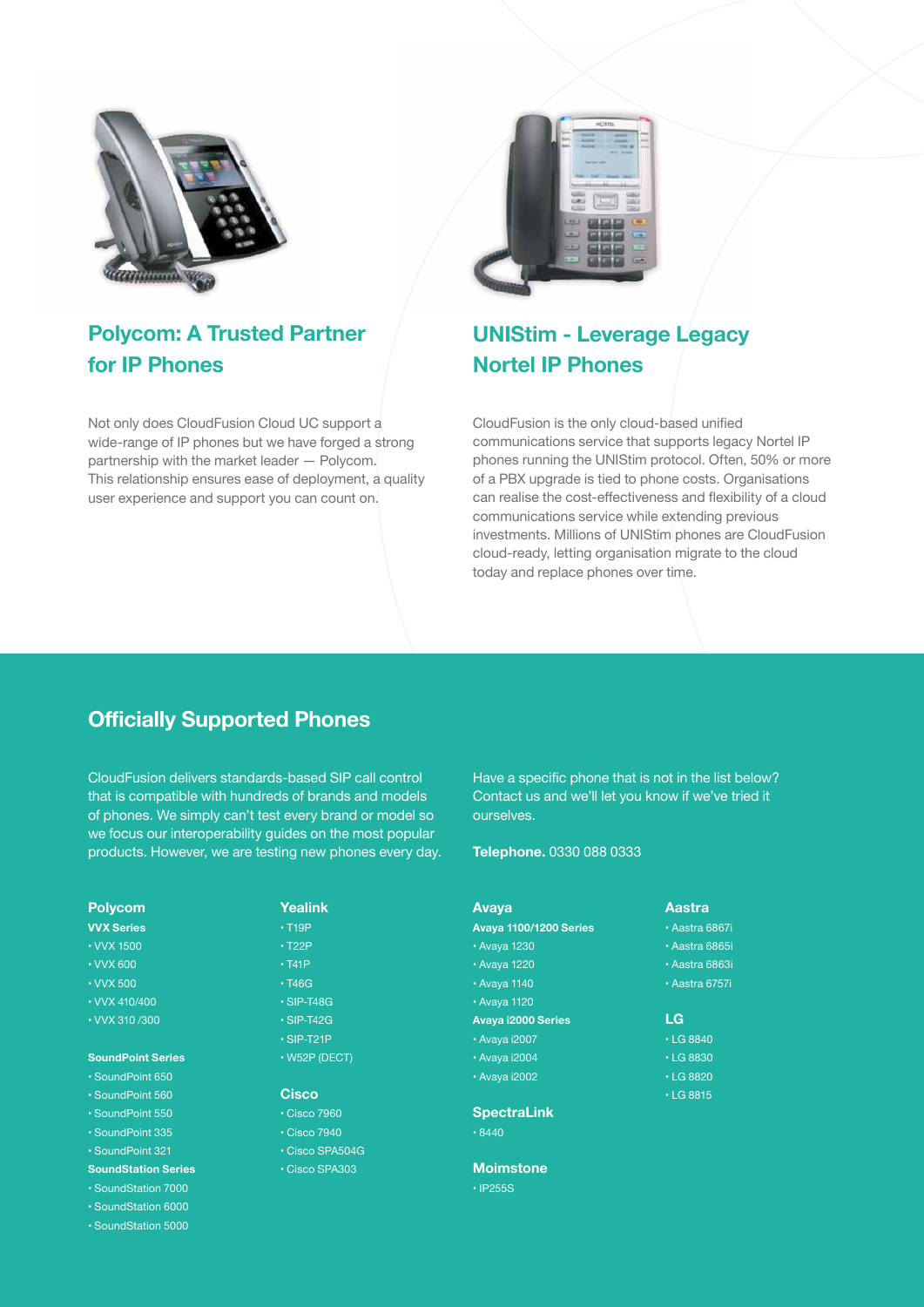## Polycom: A Trusted Partner for IP Phones

Not only does CloudFusion Cloud UC support a wide-range of IP phones but we have forged a strong partnership with the market leader — Polycom. This relationship ensures ease of deployment, a quality user experience and support you can count on.

## UNIStim - Leverage Legacy Nortel IP Phones

CloudFusion is the only cloud-based unified communications service that supports legacy Nortel IP phones running the UNIStim protocol. Often, 50% or more of a PBX upgrade is tied to phone costs. Organisations can realise the cost-effectiveness and flexibility of a cloud communications service while extending previous investments. Millions of UNIStim phones are CloudFusion cloud-ready, letting organisation migrate to the cloud today and replace phones over time.

## Officially Supported Phones

CloudFusion delivers standards-based SIP call control that is compatible with hundreds of brands and models of phones. We simply can't test every brand or model so we focus our interoperability guides on the most popular products. However, we are testing new phones every day.

Have a specific phone that is not in the list below? Contact us and we'll let you know if we've tried it ourselves.

**Telephone.** 0330 088 0333

### Polycom

**VVX Series**

- VVX 1500
- VVX 600
- VVX 500
- VVX 410/400
- VVX 310 /300

**SoundPoint Series**

- SoundPoint 650
- SoundPoint 560
- SoundPoint 550
- SoundPoint 335
- SoundPoint 321

**SoundStation Series**

- SoundStation 7000
- SoundStation 6000
- SoundStation 5000

### Yealink

- T19P
- T22P
- T41P
- T46G
- SIP-T48G
- SIP-T42G
- SIP-T21P
- W52P (DECT)

### Cisco

- Cisco 7960
- Cisco 7940
- Cisco SPA504G
- Cisco SPA303

### Avaya

**Avaya 1100/1200 Series**

- Avaya 1230
- Avaya 1220
- Avaya 1140
- Avaya 1120

**Avaya i2000 Series**

- Avaya i2007
- Avaya i2004
- Avaya i2002

### SpectraLink

- 8440

### Moimstone

- IP255S

### Aastra

- Aastra 6867i
- Aastra 6865i
- Aastra 6863i
- Aastra 6757i

### LG

- LG 8840
- LG 8830
- LG 8820
- LG 8815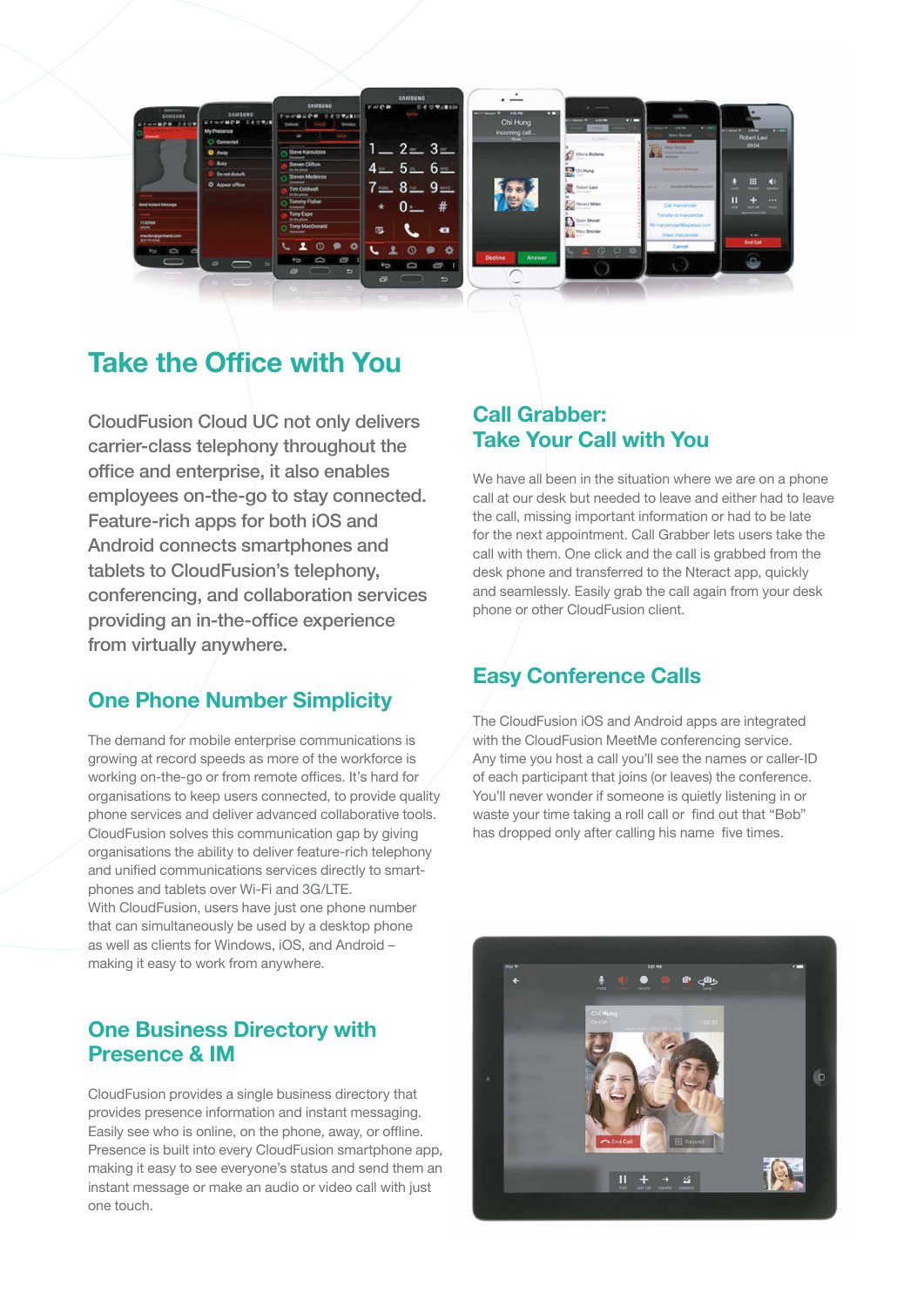# Take the Office with You

CloudFusion Cloud UC not only delivers carrier-class telephony throughout the office and enterprise, it also enables employees on-the-go to stay connected. Feature-rich apps for both iOS and Android connects smartphones and tablets to CloudFusion's telephony, conferencing, and collaboration services providing an in-the-office experience from virtually anywhere.

## One Phone Number Simplicity

The demand for mobile enterprise communications is growing at record speeds as more of the workforce is working on-the-go or from remote offices. It's hard for organisations to keep users connected, to provide quality phone services and deliver advanced collaborative tools. CloudFusion solves this communication gap by giving organisations the ability to deliver feature-rich telephony and unified communications services directly to smart-phones and tablets over Wi-Fi and 3G/LTE.
With CloudFusion, users have just one phone number that can simultaneously be used by a desktop phone as well as clients for Windows, iOS, and Android – making it easy to work from anywhere.

## One Business Directory with Presence & IM

CloudFusion provides a single business directory that provides presence information and instant messaging. Easily see who is online, on the phone, away, or offline. Presence is built into every CloudFusion smartphone app, making it easy to see everyone's status and send them an instant message or make an audio or video call with just one touch.

## Call Grabber: Take Your Call with You

We have all been in the situation where we are on a phone call at our desk but needed to leave and either had to leave the call, missing important information or had to be late for the next appointment. Call Grabber lets users take the call with them. One click and the call is grabbed from the desk phone and transferred to the Nteract app, quickly and seamlessly. Easily grab the call again from your desk phone or other CloudFusion client.

## Easy Conference Calls

The CloudFusion iOS and Android apps are integrated with the CloudFusion MeetMe conferencing service. Any time you host a call you'll see the names or caller-ID of each participant that joins (or leaves) the conference. You'll never wonder if someone is quietly listening in or waste your time taking a roll call or find out that "Bob" has dropped only after calling his name five times.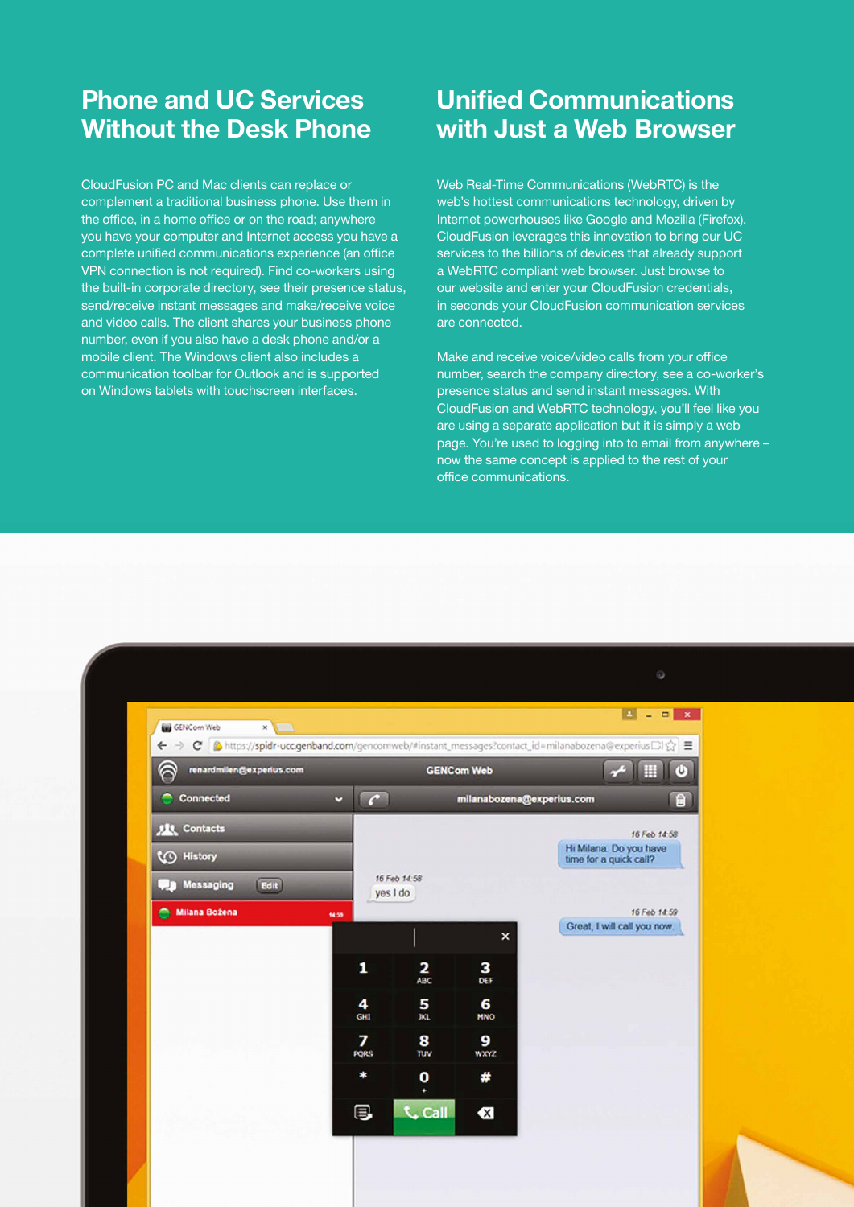## Phone and UC Services Without the Desk Phone

CloudFusion PC and Mac clients can replace or complement a traditional business phone. Use them in the office, in a home office or on the road; anywhere you have your computer and Internet access you have a complete unified communications experience (an office VPN connection is not required). Find co-workers using the built-in corporate directory, see their presence status, send/receive instant messages and make/receive voice and video calls. The client shares your business phone number, even if you also have a desk phone and/or a mobile client. The Windows client also includes a communication toolbar for Outlook and is supported on Windows tablets with touchscreen interfaces.

## Unified Communications with Just a Web Browser

Web Real-Time Communications (WebRTC) is the web's hottest communications technology, driven by Internet powerhouses like Google and Mozilla (Firefox). CloudFusion leverages this innovation to bring our UC services to the billions of devices that already support a WebRTC compliant web browser. Just browse to our website and enter your CloudFusion credentials, in seconds your CloudFusion communication services are connected.

Make and receive voice/video calls from your office number, search the company directory, see a co-worker's presence status and send instant messages. With CloudFusion and WebRTC technology, you'll feel like you are using a separate application but it is simply a web page. You're used to logging into to email from anywhere – now the same concept is applied to the rest of your office communications.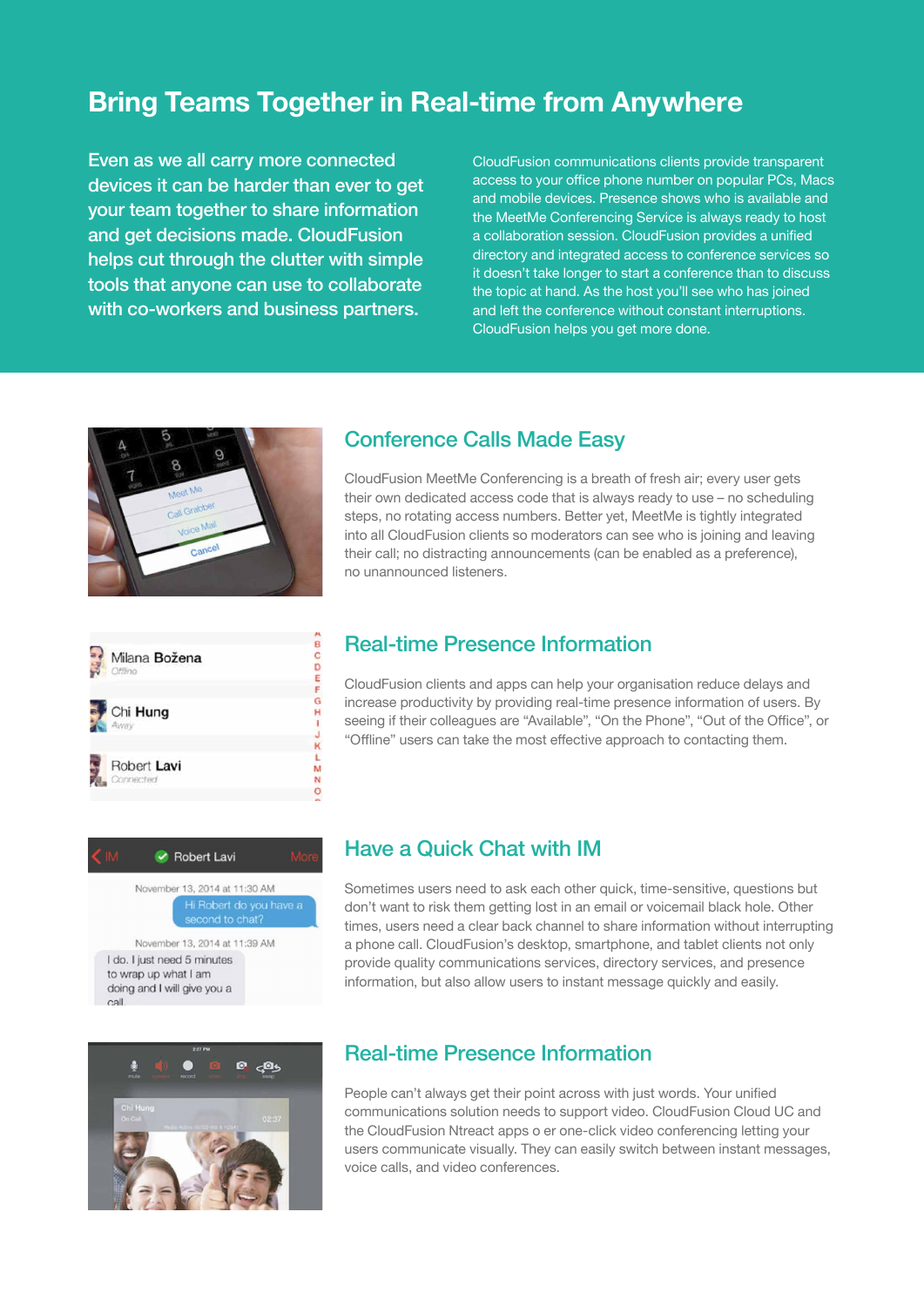# Bring Teams Together in Real-time from Anywhere

Even as we all carry more connected devices it can be harder than ever to get your team together to share information and get decisions made. CloudFusion helps cut through the clutter with simple tools that anyone can use to collaborate with co-workers and business partners.

CloudFusion communications clients provide transparent access to your office phone number on popular PCs, Macs and mobile devices. Presence shows who is available and the MeetMe Conferencing Service is always ready to host a collaboration session. CloudFusion provides a unified directory and integrated access to conference services so it doesn't take longer to start a conference than to discuss the topic at hand. As the host you'll see who has joined and left the conference without constant interruptions. CloudFusion helps you get more done.

## Conference Calls Made Easy

CloudFusion MeetMe Conferencing is a breath of fresh air; every user gets their own dedicated access code that is always ready to use – no scheduling steps, no rotating access numbers. Better yet, MeetMe is tightly integrated into all CloudFusion clients so moderators can see who is joining and leaving their call; no distracting announcements (can be enabled as a preference), no unannounced listeners.

## Real-time Presence Information

CloudFusion clients and apps can help your organisation reduce delays and increase productivity by providing real-time presence information of users. By seeing if their colleagues are "Available", "On the Phone", "Out of the Office", or "Offline" users can take the most effective approach to contacting them.

## Have a Quick Chat with IM

Sometimes users need to ask each other quick, time-sensitive, questions but don't want to risk them getting lost in an email or voicemail black hole. Other times, users need a clear back channel to share information without interrupting a phone call. CloudFusion's desktop, smartphone, and tablet clients not only provide quality communications services, directory services, and presence information, but also allow users to instant message quickly and easily.

## Real-time Presence Information

People can't always get their point across with just words. Your unified communications solution needs to support video. CloudFusion Cloud UC and the CloudFusion Ntreact apps o er one-click video conferencing letting your users communicate visually. They can easily switch between instant messages, voice calls, and video conferences.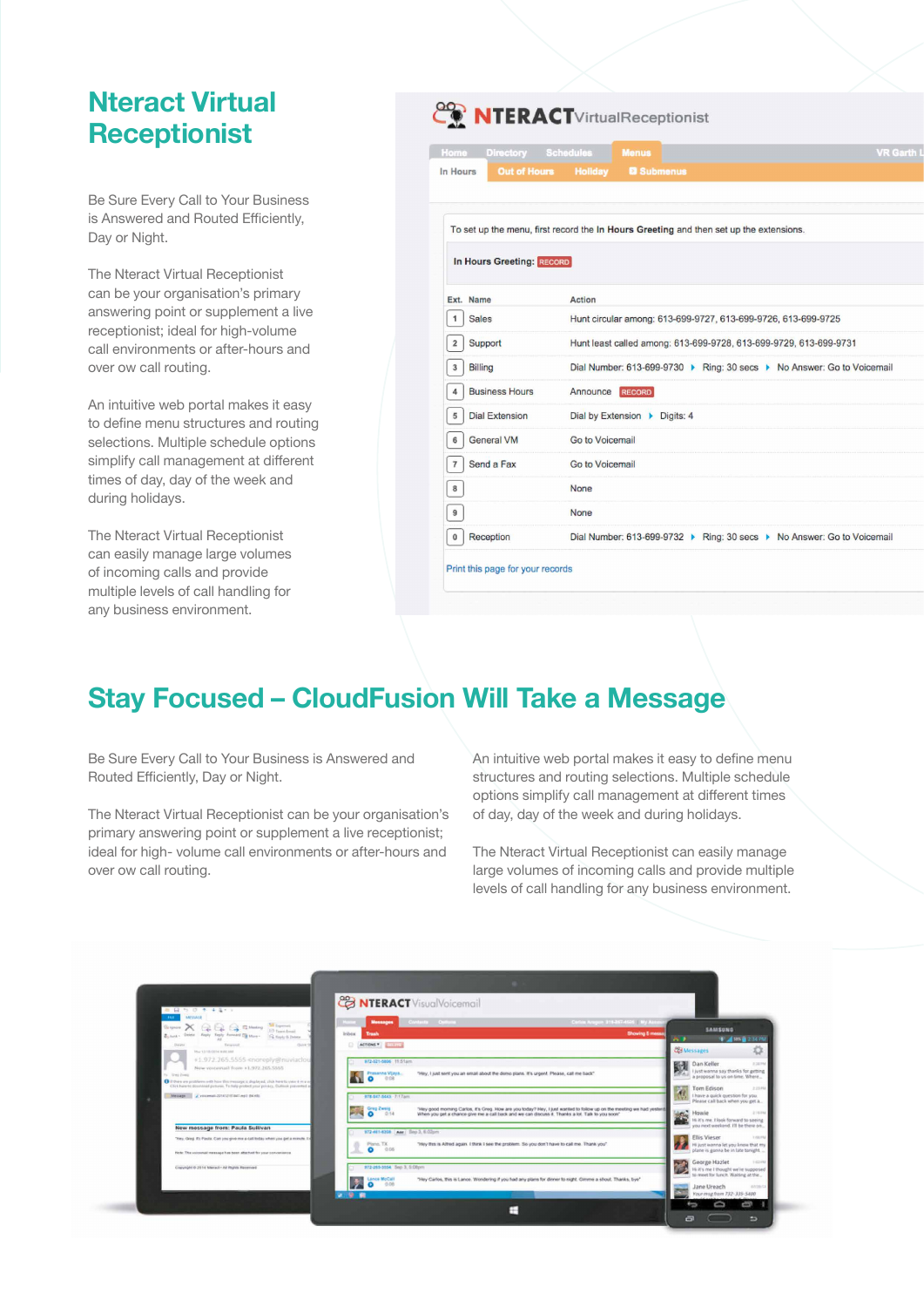# Nteract Virtual Receptionist

Be Sure Every Call to Your Business is Answered and Routed Efficiently, Day or Night.

The Nteract Virtual Receptionist can be your organisation's primary answering point or supplement a live receptionist; ideal for high-volume call environments or after-hours and over ow call routing.

An intuitive web portal makes it easy to define menu structures and routing selections. Multiple schedule options simplify call management at different times of day, day of the week and during holidays.

The Nteract Virtual Receptionist can easily manage large volumes of incoming calls and provide multiple levels of call handling for any business environment.

# Stay Focused – CloudFusion Will Take a Message

Be Sure Every Call to Your Business is Answered and Routed Efficiently, Day or Night.

The Nteract Virtual Receptionist can be your organisation's primary answering point or supplement a live receptionist; ideal for high- volume call environments or after-hours and over ow call routing.

An intuitive web portal makes it easy to define menu structures and routing selections. Multiple schedule options simplify call management at different times of day, day of the week and during holidays.

The Nteract Virtual Receptionist can easily manage large volumes of incoming calls and provide multiple levels of call handling for any business environment.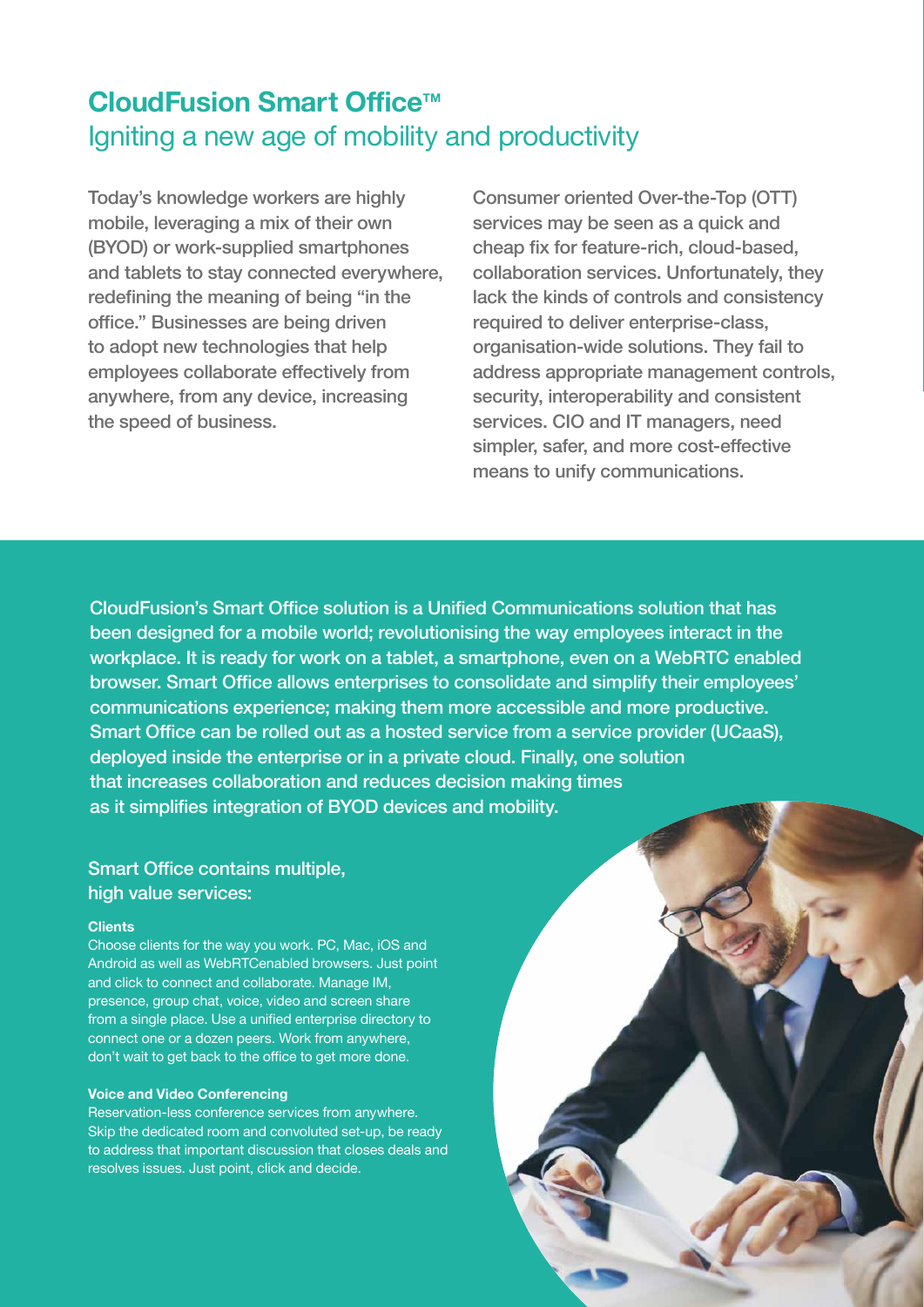# CloudFusion Smart Office™

## Igniting a new age of mobility and productivity

Today's knowledge workers are highly mobile, leveraging a mix of their own (BYOD) or work-supplied smartphones and tablets to stay connected everywhere, redefining the meaning of being "in the office." Businesses are being driven to adopt new technologies that help employees collaborate effectively from anywhere, from any device, increasing the speed of business.

Consumer oriented Over-the-Top (OTT) services may be seen as a quick and cheap fix for feature-rich, cloud-based, collaboration services. Unfortunately, they lack the kinds of controls and consistency required to deliver enterprise-class, organisation-wide solutions. They fail to address appropriate management controls, security, interoperability and consistent services. CIO and IT managers, need simpler, safer, and more cost-effective means to unify communications.

CloudFusion's Smart Office solution is a Unified Communications solution that has been designed for a mobile world; revolutionising the way employees interact in the workplace. It is ready for work on a tablet, a smartphone, even on a WebRTC enabled browser. Smart Office allows enterprises to consolidate and simplify their employees' communications experience; making them more accessible and more productive. Smart Office can be rolled out as a hosted service from a service provider (UCaaS), deployed inside the enterprise or in a private cloud. Finally, one solution that increases collaboration and reduces decision making times as it simplifies integration of BYOD devices and mobility.

### Smart Office contains multiple, high value services:

**Clients**

Choose clients for the way you work. PC, Mac, iOS and Android as well as WebRTCenabled browsers. Just point and click to connect and collaborate. Manage IM, presence, group chat, voice, video and screen share from a single place. Use a unified enterprise directory to connect one or a dozen peers. Work from anywhere, don't wait to get back to the office to get more done.

**Voice and Video Conferencing**

Reservation-less conference services from anywhere. Skip the dedicated room and convoluted set-up, be ready to address that important discussion that closes deals and resolves issues. Just point, click and decide.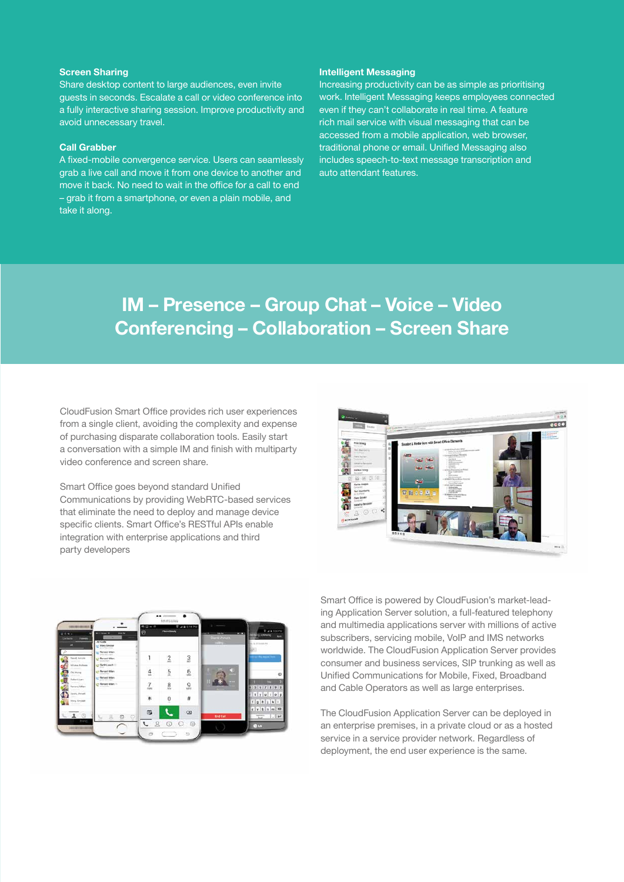### Screen Sharing

Share desktop content to large audiences, even invite guests in seconds. Escalate a call or video conference into a fully interactive sharing session. Improve productivity and avoid unnecessary travel.

### Call Grabber

A fixed-mobile convergence service. Users can seamlessly grab a live call and move it from one device to another and move it back. No need to wait in the office for a call to end – grab it from a smartphone, or even a plain mobile, and take it along.

### Intelligent Messaging

Increasing productivity can be as simple as prioritising work. Intelligent Messaging keeps employees connected even if they can't collaborate in real time. A feature rich mail service with visual messaging that can be accessed from a mobile application, web browser, traditional phone or email. Unified Messaging also includes speech-to-text message transcription and auto attendant features.

## IM – Presence – Group Chat – Voice – Video Conferencing – Collaboration – Screen Share

CloudFusion Smart Office provides rich user experiences from a single client, avoiding the complexity and expense of purchasing disparate collaboration tools. Easily start a conversation with a simple IM and finish with multiparty video conference and screen share.

Smart Office goes beyond standard Unified Communications by providing WebRTC-based services that eliminate the need to deploy and manage device specific clients. Smart Office's RESTful APIs enable integration with enterprise applications and third party developers

Smart Office is powered by CloudFusion's market-leading Application Server solution, a full-featured telephony and multimedia applications server with millions of active subscribers, servicing mobile, VoIP and IMS networks worldwide. The CloudFusion Application Server provides consumer and business services, SIP trunking as well as Unified Communications for Mobile, Fixed, Broadband and Cable Operators as well as large enterprises.

The CloudFusion Application Server can be deployed in an enterprise premises, in a private cloud or as a hosted service in a service provider network. Regardless of deployment, the end user experience is the same.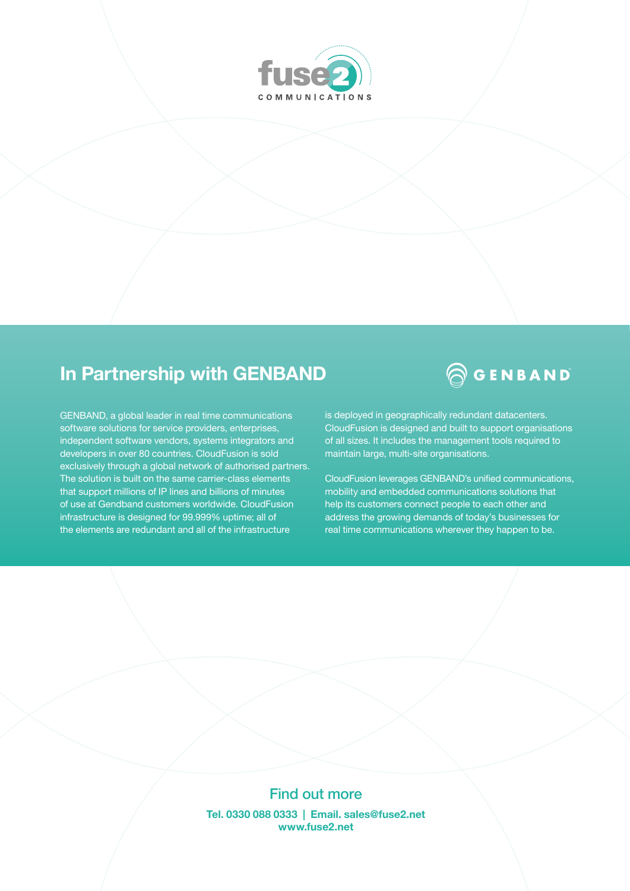fuse2 COMMUNICATIONS

## In Partnership with GENBAND

GENBAND

GENBAND, a global leader in real time communications software solutions for service providers, enterprises, independent software vendors, systems integrators and developers in over 80 countries. CloudFusion is sold exclusively through a global network of authorised partners. The solution is built on the same carrier-class elements that support millions of IP lines and billions of minutes of use at Gendband customers worldwide. CloudFusion infrastructure is designed for 99.999% uptime; all of the elements are redundant and all of the infrastructure is deployed in geographically redundant datacenters. CloudFusion is designed and built to support organisations of all sizes. It includes the management tools required to maintain large, multi-site organisations.

CloudFusion leverages GENBAND's unified communications, mobility and embedded communications solutions that help its customers connect people to each other and address the growing demands of today's businesses for real time communications wherever they happen to be.

Find out more

**Tel. 0330 088 0333 | Email. sales@fuse2.net**
**www.fuse2.net**